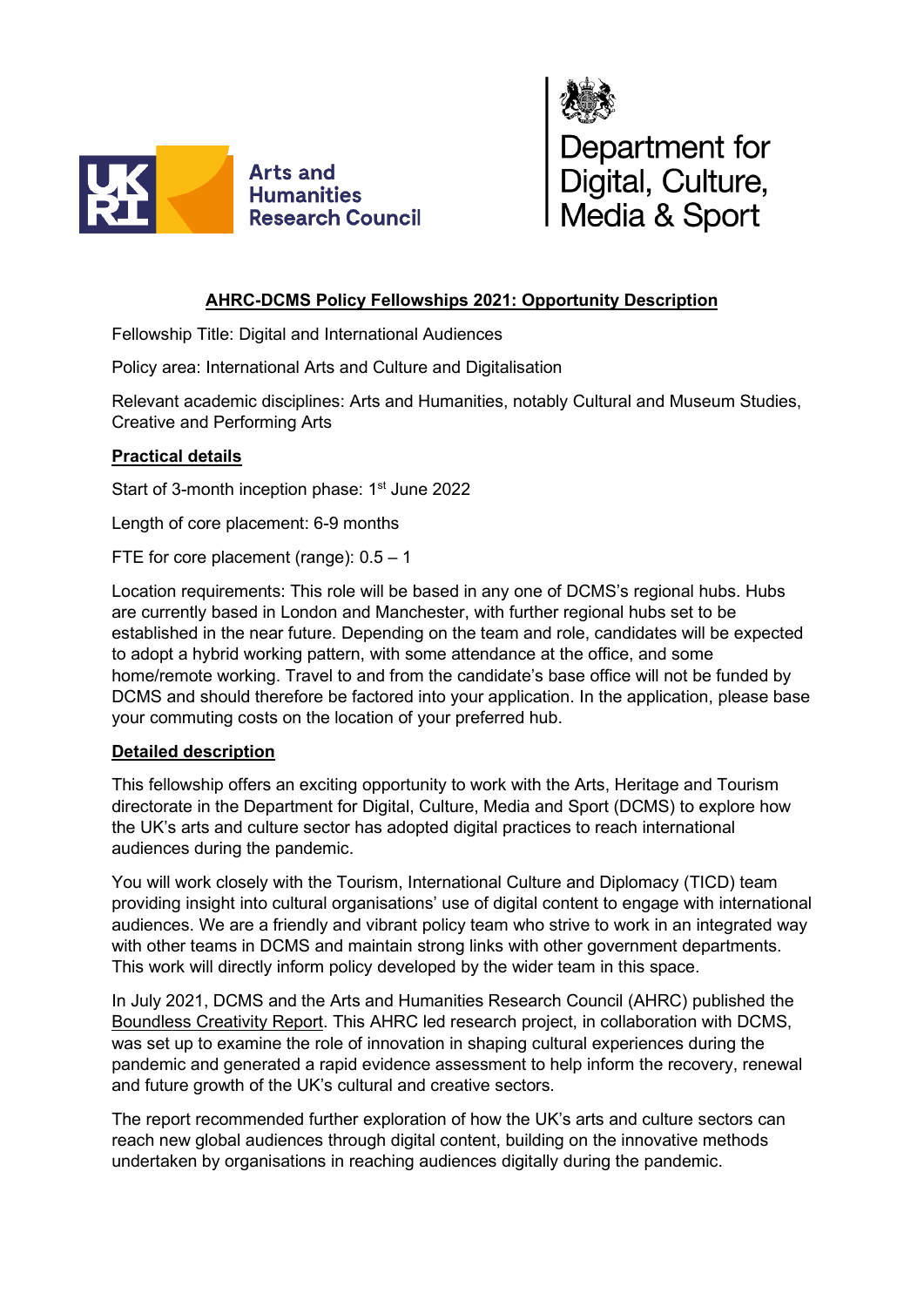Arts and Humanities Research Council

Department for Digital, Culture, Media & Sport

## AHRC-DCMS Policy Fellowships 2021: Opportunity Description

Fellowship Title: Digital and International Audiences

Policy area: International Arts and Culture and Digitalisation

Relevant academic disciplines: Arts and Humanities, notably Cultural and Museum Studies, Creative and Performing Arts

### Practical details

Start of 3-month inception phase: 1st June 2022

Length of core placement: 6-9 months

FTE for core placement (range): 0.5 – 1

Location requirements: This role will be based in any one of DCMS's regional hubs. Hubs are currently based in London and Manchester, with further regional hubs set to be established in the near future. Depending on the team and role, candidates will be expected to adopt a hybrid working pattern, with some attendance at the office, and some home/remote working. Travel to and from the candidate's base office will not be funded by DCMS and should therefore be factored into your application. In the application, please base your commuting costs on the location of your preferred hub.

### Detailed description

This fellowship offers an exciting opportunity to work with the Arts, Heritage and Tourism directorate in the Department for Digital, Culture, Media and Sport (DCMS) to explore how the UK's arts and culture sector has adopted digital practices to reach international audiences during the pandemic.

You will work closely with the Tourism, International Culture and Diplomacy (TICD) team providing insight into cultural organisations' use of digital content to engage with international audiences. We are a friendly and vibrant policy team who strive to work in an integrated way with other teams in DCMS and maintain strong links with other government departments. This work will directly inform policy developed by the wider team in this space.

In July 2021, DCMS and the Arts and Humanities Research Council (AHRC) published the Boundless Creativity Report. This AHRC led research project, in collaboration with DCMS, was set up to examine the role of innovation in shaping cultural experiences during the pandemic and generated a rapid evidence assessment to help inform the recovery, renewal and future growth of the UK's cultural and creative sectors.

The report recommended further exploration of how the UK's arts and culture sectors can reach new global audiences through digital content, building on the innovative methods undertaken by organisations in reaching audiences digitally during the pandemic.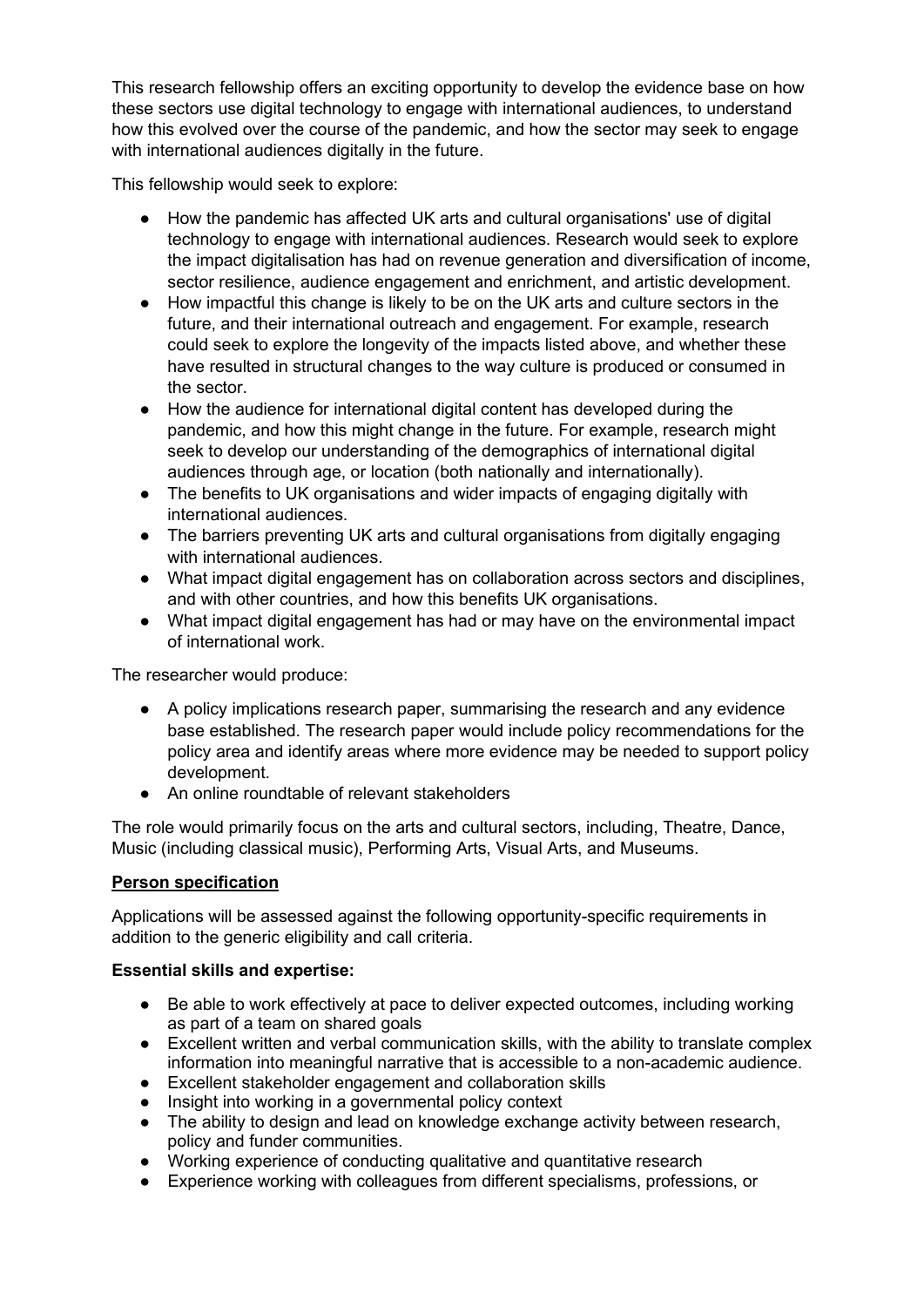This research fellowship offers an exciting opportunity to develop the evidence base on how these sectors use digital technology to engage with international audiences, to understand how this evolved over the course of the pandemic, and how the sector may seek to engage with international audiences digitally in the future.

This fellowship would seek to explore:

- How the pandemic has affected UK arts and cultural organisations' use of digital technology to engage with international audiences. Research would seek to explore the impact digitalisation has had on revenue generation and diversification of income, sector resilience, audience engagement and enrichment, and artistic development.
- How impactful this change is likely to be on the UK arts and culture sectors in the future, and their international outreach and engagement. For example, research could seek to explore the longevity of the impacts listed above, and whether these have resulted in structural changes to the way culture is produced or consumed in the sector.
- How the audience for international digital content has developed during the pandemic, and how this might change in the future. For example, research might seek to develop our understanding of the demographics of international digital audiences through age, or location (both nationally and internationally).
- The benefits to UK organisations and wider impacts of engaging digitally with international audiences.
- The barriers preventing UK arts and cultural organisations from digitally engaging with international audiences.
- What impact digital engagement has on collaboration across sectors and disciplines, and with other countries, and how this benefits UK organisations.
- What impact digital engagement has had or may have on the environmental impact of international work.

The researcher would produce:

- A policy implications research paper, summarising the research and any evidence base established. The research paper would include policy recommendations for the policy area and identify areas where more evidence may be needed to support policy development.
- An online roundtable of relevant stakeholders

The role would primarily focus on the arts and cultural sectors, including, Theatre, Dance, Music (including classical music), Performing Arts, Visual Arts, and Museums.

**<u>Person specification</u>**

Applications will be assessed against the following opportunity-specific requirements in addition to the generic eligibility and call criteria.

**Essential skills and expertise:**

- Be able to work effectively at pace to deliver expected outcomes, including working as part of a team on shared goals
- Excellent written and verbal communication skills, with the ability to translate complex information into meaningful narrative that is accessible to a non-academic audience.
- Excellent stakeholder engagement and collaboration skills
- Insight into working in a governmental policy context
- The ability to design and lead on knowledge exchange activity between research, policy and funder communities.
- Working experience of conducting qualitative and quantitative research
- Experience working with colleagues from different specialisms, professions, or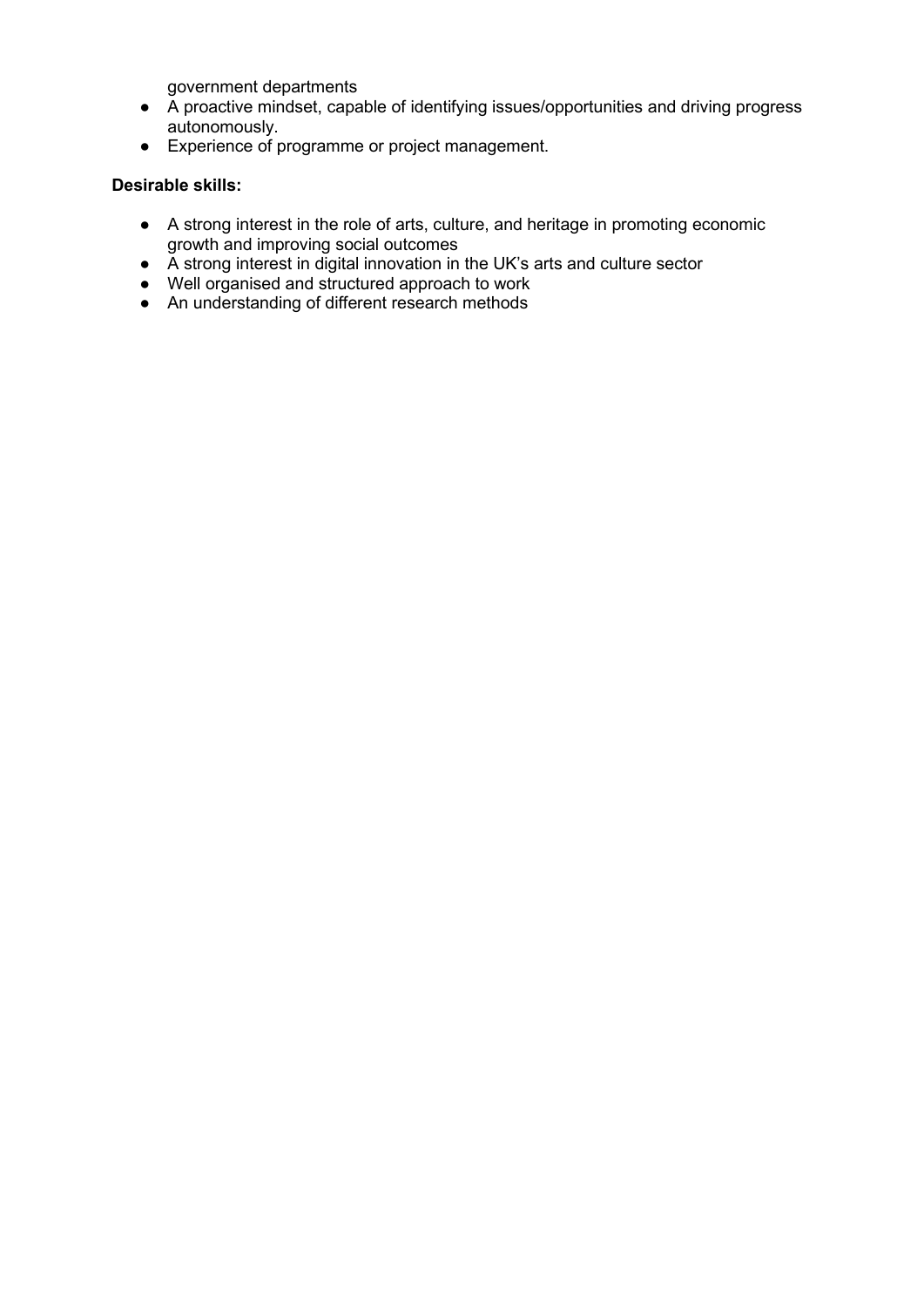government departments

- A proactive mindset, capable of identifying issues/opportunities and driving progress autonomously.
- Experience of programme or project management.

**Desirable skills:**

- A strong interest in the role of arts, culture, and heritage in promoting economic growth and improving social outcomes
- A strong interest in digital innovation in the UK's arts and culture sector
- Well organised and structured approach to work
- An understanding of different research methods